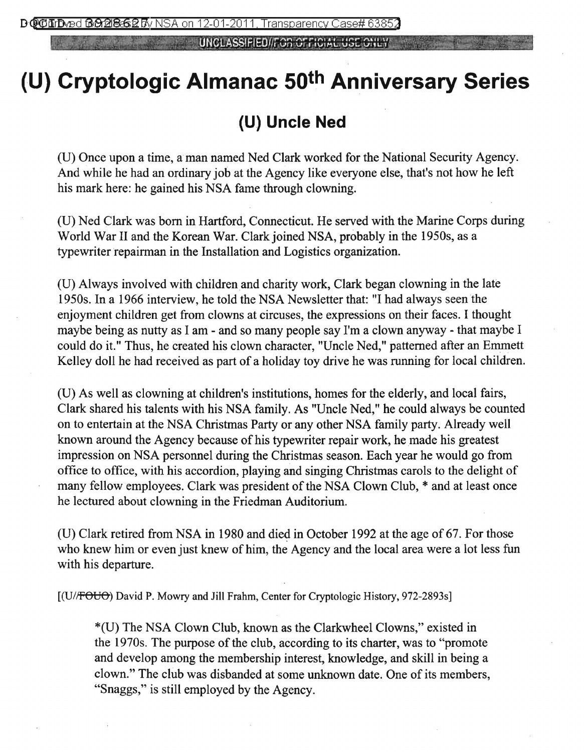# (U) Cryptologic Almanac 50th Anniversary Series

## (U) Uncle Ned

(U) Once upon a time, a man named Ned Clark worked for the National Security Agency. And while he had an ordinary job at the Agency like everyone else, that's not how he left his mark here: he gained his NSA fame through clowning.

(U) Ned Clark was born in Hartford, Connecticut. He served with the Marine Corps during World War II and the Korean War. Clark joined NSA, probably in the 1950s, as a typewriter repairman in the Installation and Logistics organization.

(U) Always involved with children and charity work, Clark began clowning in the late 1950s. In a 1966 interview, he told the NSA Newsletter that: "I had always seen the enjoyment children get from clowns at circuses, the expressions on their faces. I thought maybe being as nutty as I am - and so many people say I'm a clown anyway - that maybe I could do it." Thus, he created his clown character, "Uncle Ned," patterned after an Emmett Kelley doll he had received as part of a holiday toy drive he was running for local children.

(U) As well as clowning at children's institutions, homes for the elderly, and local fairs, Clark shared his talents with his NSA family. As "Uncle Ned," he could always be counted on to entertain at the NSA Christmas Party or any other NSA family party. Already well known around the Agency because of his typewriter repair work, he made his greatest impression on NSA personnel during the Christmas season. Each year he would go from office to office, with his accordion, playing and singing Christmas carols to the delight of many fellow employees. Clark was president of the NSA Clown Club, * and at least once he lectured about clowning in the Friedman Auditorium.

(U) Clark retired from NSA in 1980 and died in October 1992 at the age of 67. For those who knew him or even just knew of him, the Agency and the local area were a lot less fun with his departure.

[(U//~~FOUO~~) David P. Mowry and Jill Frahm, Center for Cryptologic History, 972-2893s]

*(U) The NSA Clown Club, known as the Clarkwheel Clowns," existed in the 1970s. The purpose of the club, according to its charter, was to "promote and develop among the membership interest, knowledge, and skill in being a clown." The club was disbanded at some unknown date. One of its members, "Snaggs," is still employed by the Agency.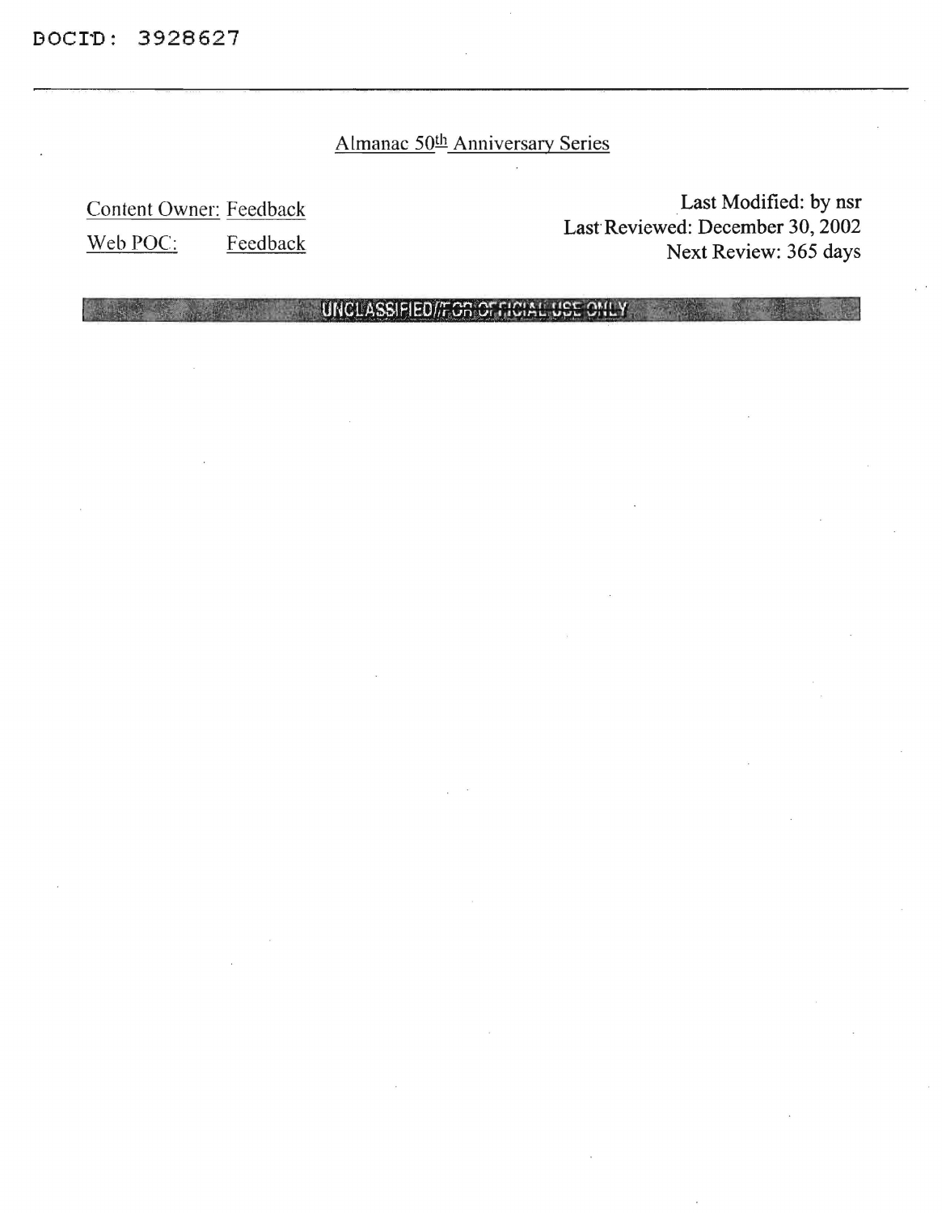Almanac 50th Anniversary Series

Content Owner: Feedback
Web POC: Feedback

Last Modified: by nsr
Last Reviewed: December 30, 2002
Next Review: 365 days

UNCLASSIFIED//FOR OFFICIAL USE ONLY